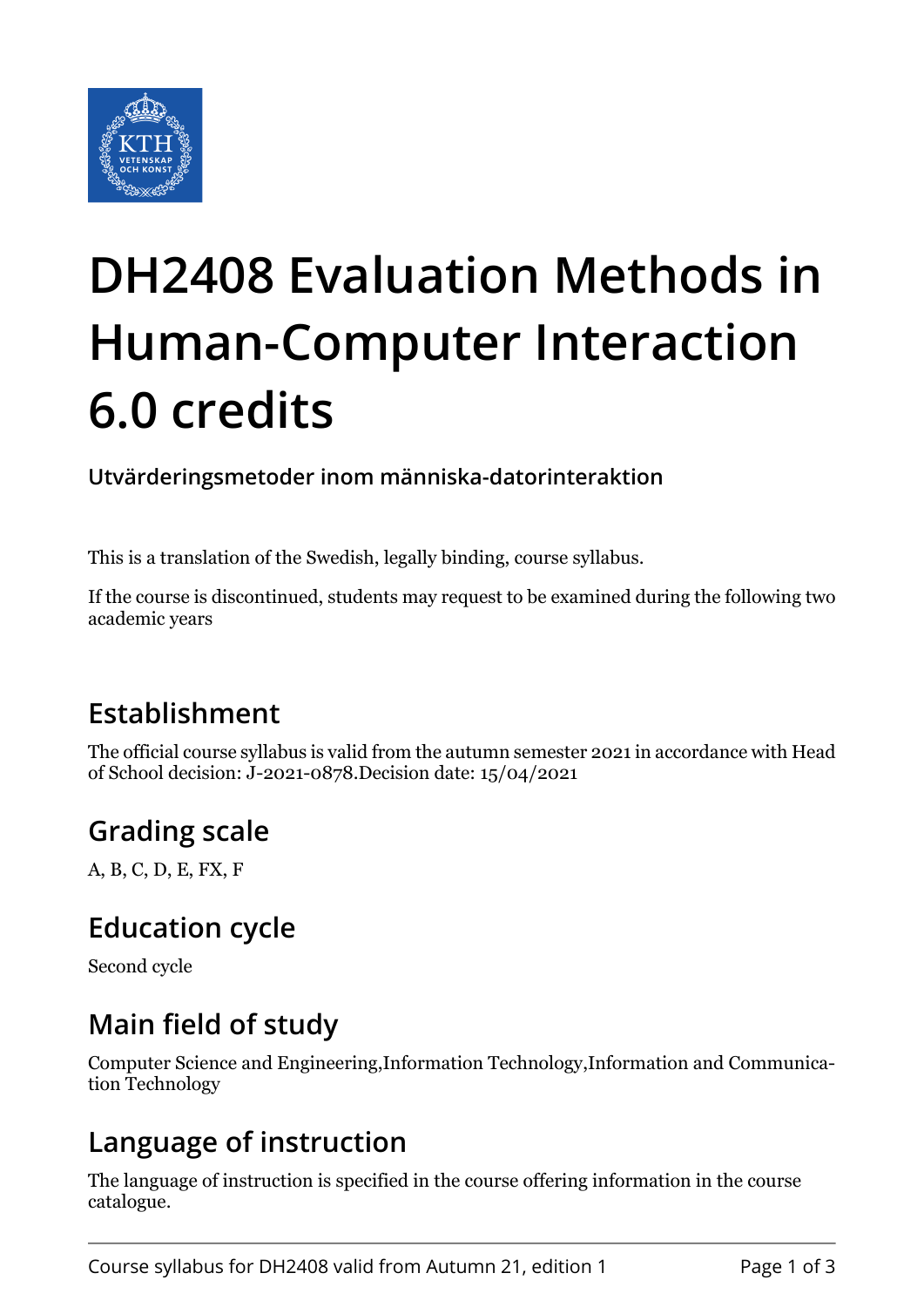# DH2408 Evaluation Methods in Human-Computer Interaction 6.0 credits

**Utvärderingsmetoder inom människa-datorinteraktion**

This is a translation of the Swedish, legally binding, course syllabus.

If the course is discontinued, students may request to be examined during the following two academic years

## Establishment

The official course syllabus is valid from the autumn semester 2021 in accordance with Head of School decision: J-2021-0878.Decision date: 15/04/2021

## Grading scale

A, B, C, D, E, FX, F

## Education cycle

Second cycle

## Main field of study

Computer Science and Engineering,Information Technology,Information and Communication Technology

## Language of instruction

The language of instruction is specified in the course offering information in the course catalogue.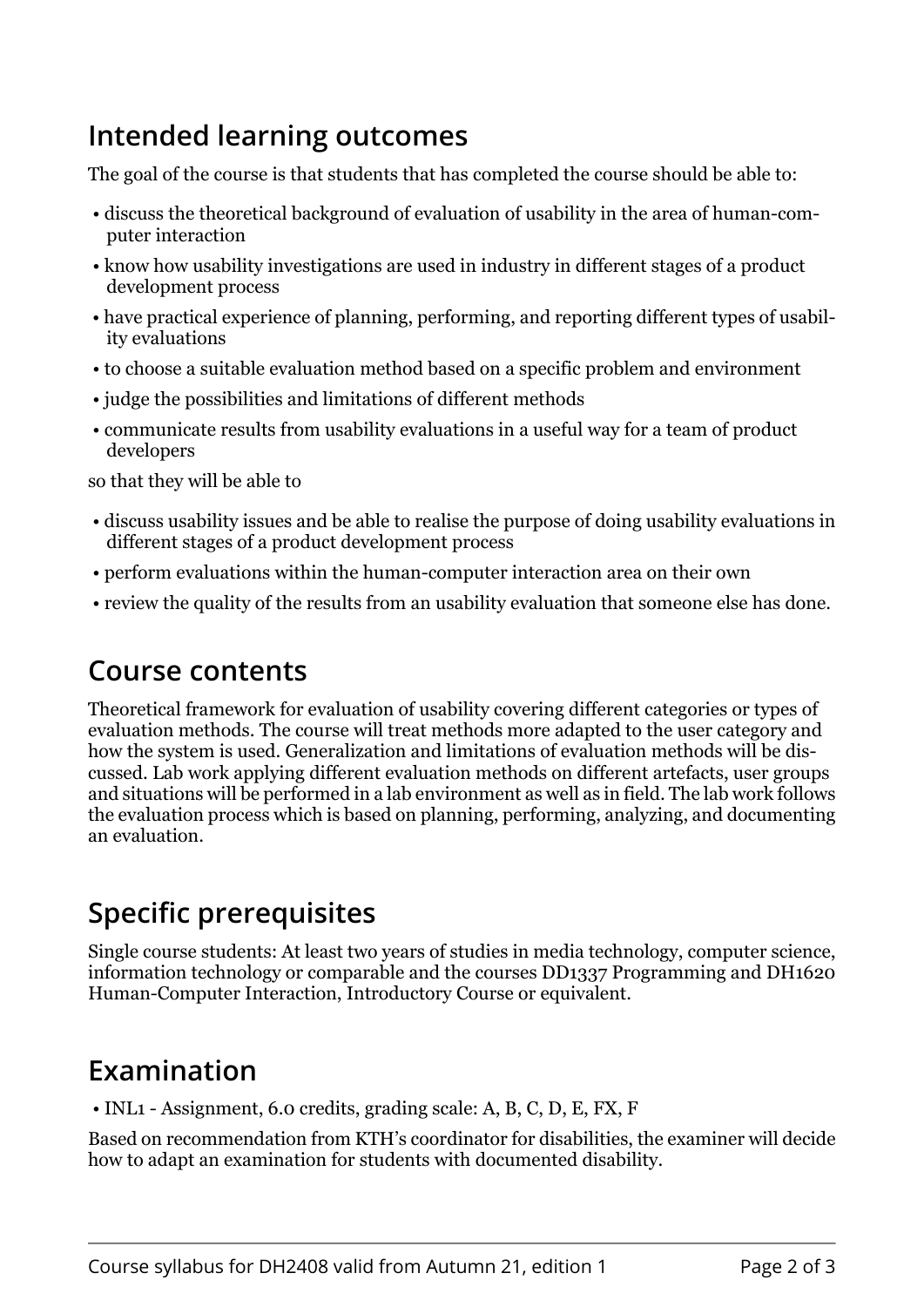## Intended learning outcomes

The goal of the course is that students that has completed the course should be able to:

- discuss the theoretical background of evaluation of usability in the area of human-computer interaction
- know how usability investigations are used in industry in different stages of a product development process
- have practical experience of planning, performing, and reporting different types of usability evaluations
- to choose a suitable evaluation method based on a specific problem and environment
- judge the possibilities and limitations of different methods
- communicate results from usability evaluations in a useful way for a team of product developers

so that they will be able to

- discuss usability issues and be able to realise the purpose of doing usability evaluations in different stages of a product development process
- perform evaluations within the human-computer interaction area on their own
- review the quality of the results from an usability evaluation that someone else has done.

## Course contents

Theoretical framework for evaluation of usability covering different categories or types of evaluation methods. The course will treat methods more adapted to the user category and how the system is used. Generalization and limitations of evaluation methods will be discussed. Lab work applying different evaluation methods on different artefacts, user groups and situations will be performed in a lab environment as well as in field. The lab work follows the evaluation process which is based on planning, performing, analyzing, and documenting an evaluation.

## Specific prerequisites

Single course students: At least two years of studies in media technology, computer science, information technology or comparable and the courses DD1337 Programming and DH1620 Human-Computer Interaction, Introductory Course or equivalent.

## Examination

- INL1 - Assignment, 6.0 credits, grading scale: A, B, C, D, E, FX, F

Based on recommendation from KTH's coordinator for disabilities, the examiner will decide how to adapt an examination for students with documented disability.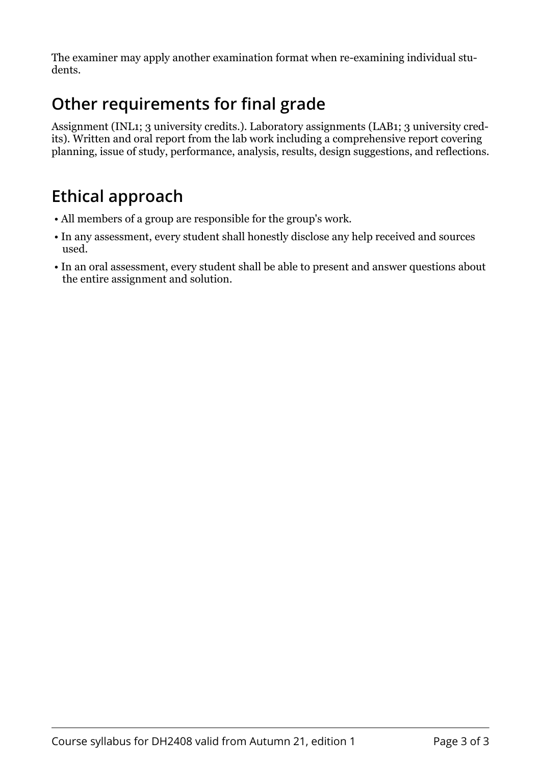The examiner may apply another examination format when re-examining individual students.

## Other requirements for final grade

Assignment (INL1; 3 university credits.). Laboratory assignments (LAB1; 3 university credits). Written and oral report from the lab work including a comprehensive report covering planning, issue of study, performance, analysis, results, design suggestions, and reflections.

## Ethical approach

- All members of a group are responsible for the group's work.
- In any assessment, every student shall honestly disclose any help received and sources used.
- In an oral assessment, every student shall be able to present and answer questions about the entire assignment and solution.